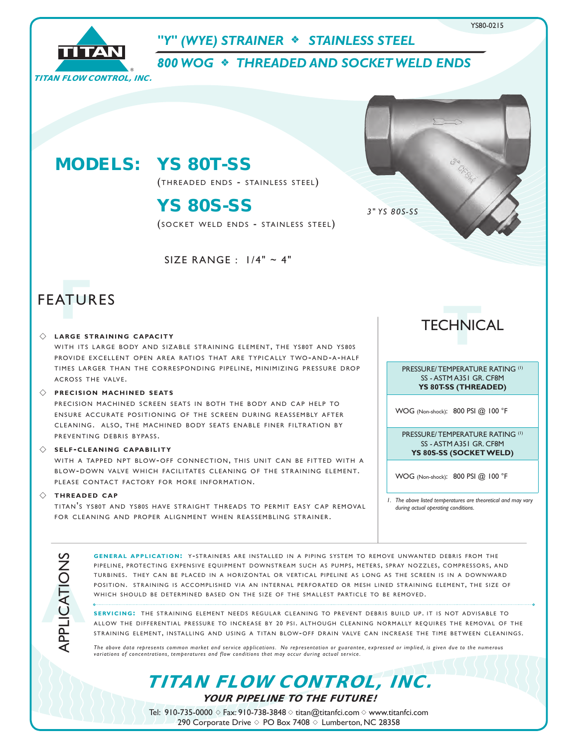YS80-0215

# "Y" (WYE) STRAINER ❖ STAINLESS STEEL

## 800 WOG ❖ THREADED AND SOCKET WELD ENDS

TITAN FLOW CONTROL, INC.

## MODELS: YS 80T-SS

(THREADED ENDS - STAINLESS STEEL)

## YS 80S-SS

(SOCKET WELD ENDS - STAINLESS STEEL)

SIZE RANGE : 1/4" ~ 4"

3" YS 80S-SS

## FEATURES

◇ **LARGE STRAINING CAPACITY**

WITH ITS LARGE BODY AND SIZABLE STRAINING ELEMENT, THE YS80T AND YS80S PROVIDE EXCELLENT OPEN AREA RATIOS THAT ARE TYPICALLY TWO-AND-A-HALF TIMES LARGER THAN THE CORRESPONDING PIPELINE, MINIMIZING PRESSURE DROP ACROSS THE VALVE.

◇ **PRECISION MACHINED SEATS**

PRECISION MACHINED SCREEN SEATS IN BOTH THE BODY AND CAP HELP TO ENSURE ACCURATE POSITIONING OF THE SCREEN DURING REASSEMBLY AFTER CLEANING. ALSO, THE MACHINED BODY SEATS ENABLE FINER FILTRATION BY PREVENTING DEBRIS BYPASS.

◇ **SELF-CLEANING CAPABILITY**

WITH A TAPPED NPT BLOW-OFF CONNECTION, THIS UNIT CAN BE FITTED WITH A BLOW-DOWN VALVE WHICH FACILITATES CLEANING OF THE STRAINING ELEMENT. PLEASE CONTACT FACTORY FOR MORE INFORMATION.

◇ **THREADED CAP**

TITAN'S YS80T AND YS80S HAVE STRAIGHT THREADS TO PERMIT EASY CAP REMOVAL FOR CLEANING AND PROPER ALIGNMENT WHEN REASSEMBLING STRAINER.

## TECHNICAL

| PRESSURE/ TEMPERATURE RATING [1] SS - ASTM A351 GR. CF8M **YS 80T-SS (THREADED)** |
|---|
| WOG (Non-shock): 800 PSI @ 100 °F |

| PRESSURE/ TEMPERATURE RATING [1] SS - ASTM A351 GR. CF8M **YS 80S-SS (SOCKET WELD)** |
|---|
| WOG (Non-shock): 800 PSI @ 100 °F |

*1. The above listed temperatures are theoretical and may vary during actual operating conditions.*

## APPLICATIONS

**GENERAL APPLICATION:** Y-STRAINERS ARE INSTALLED IN A PIPING SYSTEM TO REMOVE UNWANTED DEBRIS FROM THE PIPELINE, PROTECTING EXPENSIVE EQUIPMENT DOWNSTREAM SUCH AS PUMPS, METERS, SPRAY NOZZLES, COMPRESSORS, AND TURBINES. THEY CAN BE PLACED IN A HORIZONTAL OR VERTICAL PIPELINE AS LONG AS THE SCREEN IS IN A DOWNWARD POSITION. STRAINING IS ACCOMPLISHED VIA AN INTERNAL PERFORATED OR MESH LINED STRAINING ELEMENT, THE SIZE OF WHICH SHOULD BE DETERMINED BASED ON THE SIZE OF THE SMALLEST PARTICLE TO BE REMOVED.

**SERVICING:** THE STRAINING ELEMENT NEEDS REGULAR CLEANING TO PREVENT DEBRIS BUILD UP. IT IS NOT ADVISABLE TO ALLOW THE DIFFERENTIAL PRESSURE TO INCREASE BY 20 PSI. ALTHOUGH CLEANING NORMALLY REQUIRES THE REMOVAL OF THE STRAINING ELEMENT, INSTALLING AND USING A TITAN BLOW-OFF DRAIN VALVE CAN INCREASE THE TIME BETWEEN CLEANINGS.

*The above data represents common market and service applications. No representation or guarantee, expressed or implied, is given due to the numerous variations of concentrations, temperatures and flow conditions that may occur during actual service.*

## TITAN FLOW CONTROL, INC.

***YOUR PIPELINE TO THE FUTURE!***

Tel: 910-735-0000 ◇ Fax: 910-738-3848 ◇ titan@titanfci.com ◇ www.titanfci.com
290 Corporate Drive ◇ PO Box 7408 ◇ Lumberton, NC 28358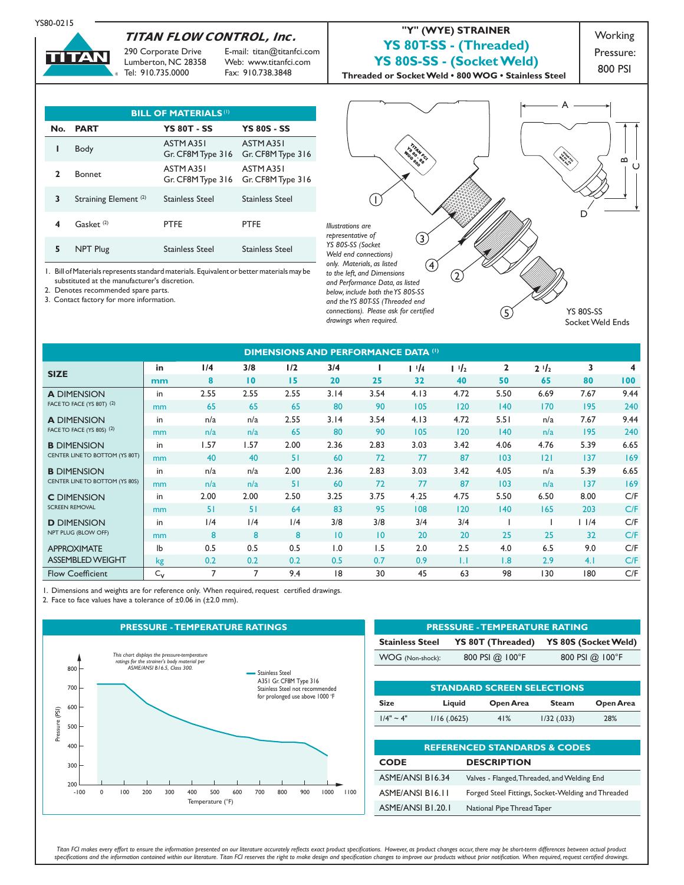YS80-0215

# TITAN FLOW CONTROL, Inc.

290 Corporate Drive
Lumberton, NC 28358
Tel: 910.735.0000

E-mail: titan@titanfci.com
Web: www.titanfci.com
Fax: 910.738.3848

## "Y" (WYE) STRAINER
## YS 80T-SS - (Threaded)
## YS 80S-SS - (Socket Weld)

**Threaded or Socket Weld • 800 WOG • Stainless Steel**

Working Pressure: 800 PSI

### BILL OF MATERIALS [1]

| No. | PART | YS 80T - SS | YS 80S - SS |
|---|---|---|---|
| 1 | Body | ASTM A351 Gr. CF8M Type 316 | ASTM A351 Gr. CF8M Type 316 |
| 2 | Bonnet | ASTM A351 Gr. CF8M Type 316 | ASTM A351 Gr. CF8M Type 316 |
| 3 | Straining Element [2] | Stainless Steel | Stainless Steel |
| 4 | Gasket [2] | PTFE | PTFE |
| 5 | NPT Plug | Stainless Steel | Stainless Steel |

1. Bill of Materials represents standard materials. Equivalent or better materials may be substituted at the manufacturer's discretion.
2. Denotes recommended spare parts.
3. Contact factory for more information.

*Illustrations are representative of YS 80S-SS (Socket Weld end connections) only. Materials, as listed to the left, and Dimensions and Performance Data, as listed below, include both the YS 80S-SS and the YS 80T-SS (Threaded end connections). Please ask for certified drawings when required.*

TITAN FCI YS 80 SS WOG 800

YS 80S-SS Socket Weld Ends

### DIMENSIONS AND PERFORMANCE DATA [1]

| SIZE | | 1/4 | 3/8 | 1/2 | 3/4 | 1 | 1 1/4 | 1 1/2 | 2 | 2 1/2 | 3 | 4 |
|---|---|---|---|---|---|---|---|---|---|---|---|---|
| | mm | 8 | 10 | 15 | 20 | 25 | 32 | 40 | 50 | 65 | 80 | 100 |
| **A** DIMENSION FACE TO FACE (YS 80T) [2] | in | 2.55 | 2.55 | 2.55 | 3.14 | 3.54 | 4.13 | 4.72 | 5.50 | 6.69 | 7.67 | 9.44 |
| | mm | 65 | 65 | 65 | 80 | 90 | 105 | 120 | 140 | 170 | 195 | 240 |
| **A** DIMENSION FACE TO FACE (YS 80S) [2] | in | n/a | n/a | 2.55 | 3.14 | 3.54 | 4.13 | 4.72 | 5.51 | n/a | 7.67 | 9.44 |
| | mm | n/a | n/a | 65 | 80 | 90 | 105 | 120 | 140 | n/a | 195 | 240 |
| **B** DIMENSION CENTER LINE TO BOTTOM (YS 80T) | in | 1.57 | 1.57 | 2.00 | 2.36 | 2.83 | 3.03 | 3.42 | 4.06 | 4.76 | 5.39 | 6.65 |
| | mm | 40 | 40 | 51 | 60 | 72 | 77 | 87 | 103 | 121 | 137 | 169 |
| **B** DIMENSION CENTER LINE TO BOTTOM (YS 80S) | in | n/a | n/a | 2.00 | 2.36 | 2.83 | 3.03 | 3.42 | 4.05 | n/a | 5.39 | 6.65 |
| | mm | n/a | n/a | 51 | 60 | 72 | 77 | 87 | 103 | n/a | 137 | 169 |
| **C** DIMENSION SCREEN REMOVAL | in | 2.00 | 2.00 | 2.50 | 3.25 | 3.75 | 4.25 | 4.75 | 5.50 | 6.50 | 8.00 | C/F |
| | mm | 51 | 51 | 64 | 83 | 95 | 108 | 120 | 140 | 165 | 203 | C/F |
| **D** DIMENSION NPT PLUG (BLOW OFF) | in | 1/4 | 1/4 | 1/4 | 3/8 | 3/8 | 3/4 | 3/4 | 1 | 1 | 1 1/4 | C/F |
| | mm | 8 | 8 | 8 | 10 | 10 | 20 | 20 | 25 | 25 | 32 | C/F |
| APPROXIMATE ASSEMBLED WEIGHT | lb | 0.5 | 0.5 | 0.5 | 1.0 | 1.5 | 2.0 | 2.5 | 4.0 | 6.5 | 9.0 | C/F |
| | kg | 0.2 | 0.2 | 0.2 | 0.5 | 0.7 | 0.9 | 1.1 | 1.8 | 2.9 | 4.1 | C/F |
| Flow Coefficient | $C_V$ | 7 | 7 | 9.4 | 18 | 30 | 45 | 63 | 98 | 130 | 180 | C/F |

1. Dimensions and weights are for reference only. When required, request certified drawings.
2. Face to face values have a tolerance of ±0.06 in (±2.0 mm).

### PRESSURE - TEMPERATURE RATINGS

*This chart displays the pressure-temperature ratings for the strainer's body material per ASME/ANSI B16.5, Class 300.*

Stainless Steel
A351 Gr. CF8M Type 316
Stainless Steel not recommended for prolonged use above 1000 °F

Pressure (PSI)
800
700
600
500
400
300
200

-100 0 100 200 300 400 500 600 700 800 900 1000 1100
Temperature (°F)

### PRESSURE - TEMPERATURE RATING

| Stainless Steel | YS 80T (Threaded) | YS 80S (Socket Weld) |
|---|---|---|
| WOG (Non-shock): | 800 PSI @ 100°F | 800 PSI @ 100°F |

### STANDARD SCREEN SELECTIONS

| Size | Liquid | Open Area | Steam | Open Area |
|---|---|---|---|---|
| 1/4" ~ 4" | 1/16 (.0625) | 41% | 1/32 (.033) | 28% |

### REFERENCED STANDARDS & CODES

| CODE | DESCRIPTION |
|---|---|
| ASME/ANSI B16.34 | Valves - Flanged, Threaded, and Welding End |
| ASME/ANSI B16.11 | Forged Steel Fittings, Socket-Welding and Threaded |
| ASME/ANSI B1.20.1 | National Pipe Thread Taper |

*Titan FCI makes every effort to ensure the information presented on our literature accurately reflects exact product specifications. However, as product changes occur, there may be short-term differences between actual product specifications and the information contained within our literature. Titan FCI reserves the right to make design and specification changes to improve our products without prior notification. When required, request certified drawings.*